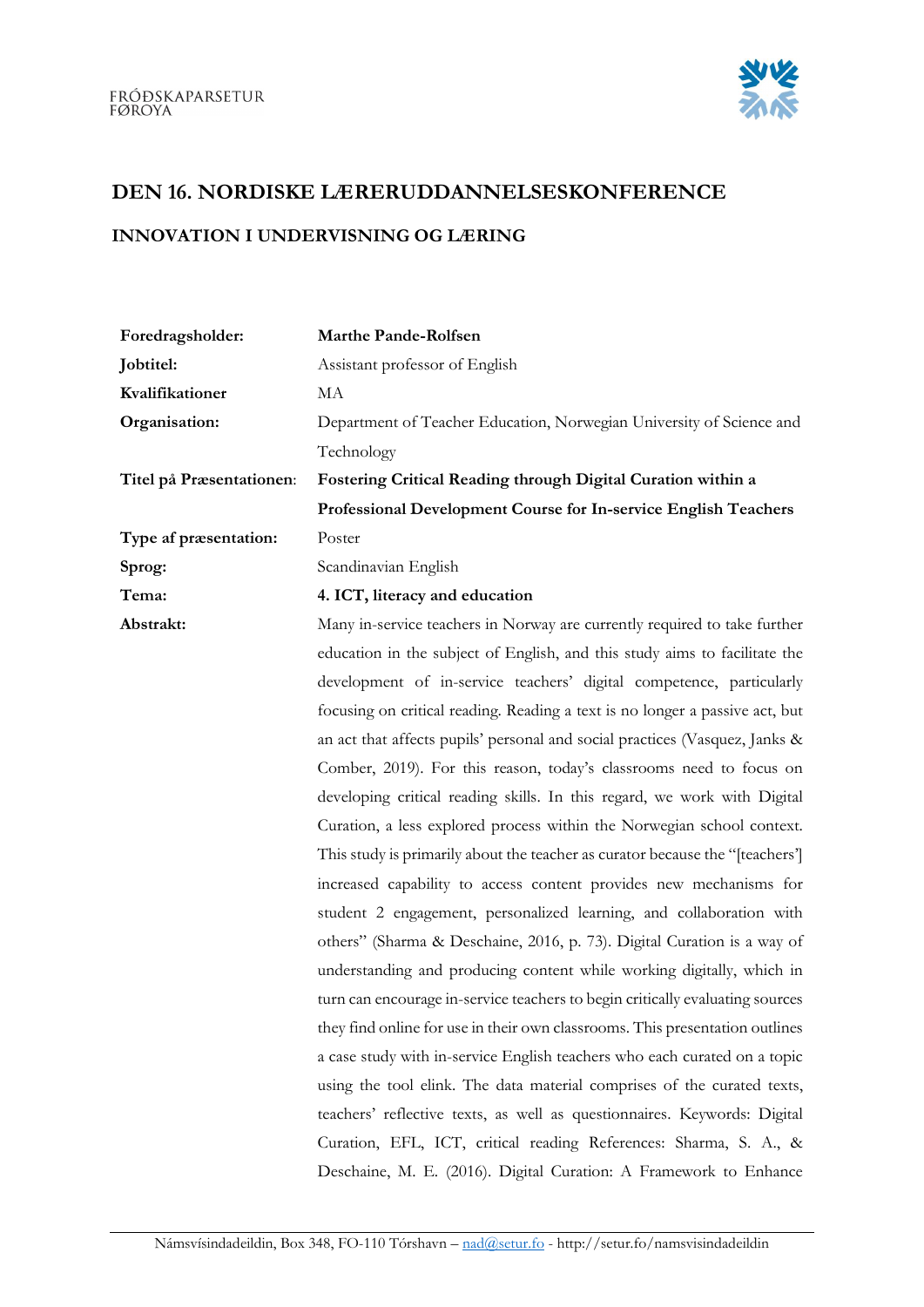FRÓÐSKAPARSETUR FØROYA

# DEN 16. NORDISKE LÆRERUDDANNELSESKONFERENCE

## INNOVATION I UNDERVISNING OG LÆRING

| | |
|---|---|
| **Foredragsholder:** | **Marthe Pande-Rolfsen** |
| **Jobtitel:** | Assistant professor of English |
| **Kvalifikationer** | MA |
| **Organisation:** | Department of Teacher Education, Norwegian University of Science and Technology |
| **Titel på Præsentationen:** | **Fostering Critical Reading through Digital Curation within a Professional Development Course for In-service English Teachers** |
| **Type af præsentation:** | Poster |
| **Sprog:** | Scandinavian English |
| **Tema:** | **4. ICT, literacy and education** |
| **Abstrakt:** | Many in-service teachers in Norway are currently required to take further education in the subject of English, and this study aims to facilitate the development of in-service teachers' digital competence, particularly focusing on critical reading. Reading a text is no longer a passive act, but an act that affects pupils' personal and social practices (Vasquez, Janks & Comber, 2019). For this reason, today's classrooms need to focus on developing critical reading skills. In this regard, we work with Digital Curation, a less explored process within the Norwegian school context. This study is primarily about the teacher as curator because the "[teachers'] increased capability to access content provides new mechanisms for student 2 engagement, personalized learning, and collaboration with others" (Sharma & Deschaine, 2016, p. 73). Digital Curation is a way of understanding and producing content while working digitally, which in turn can encourage in-service teachers to begin critically evaluating sources they find online for use in their own classrooms. This presentation outlines a case study with in-service English teachers who each curated on a topic using the tool elink. The data material comprises of the curated texts, teachers' reflective texts, as well as questionnaires. Keywords: Digital Curation, EFL, ICT, critical reading References: Sharma, S. A., & Deschaine, M. E. (2016). Digital Curation: A Framework to Enhance |

Námsvísindadeildin, Box 348, FO-110 Tórshavn – nad@setur.fo - http://setur.fo/namsvisindadeildin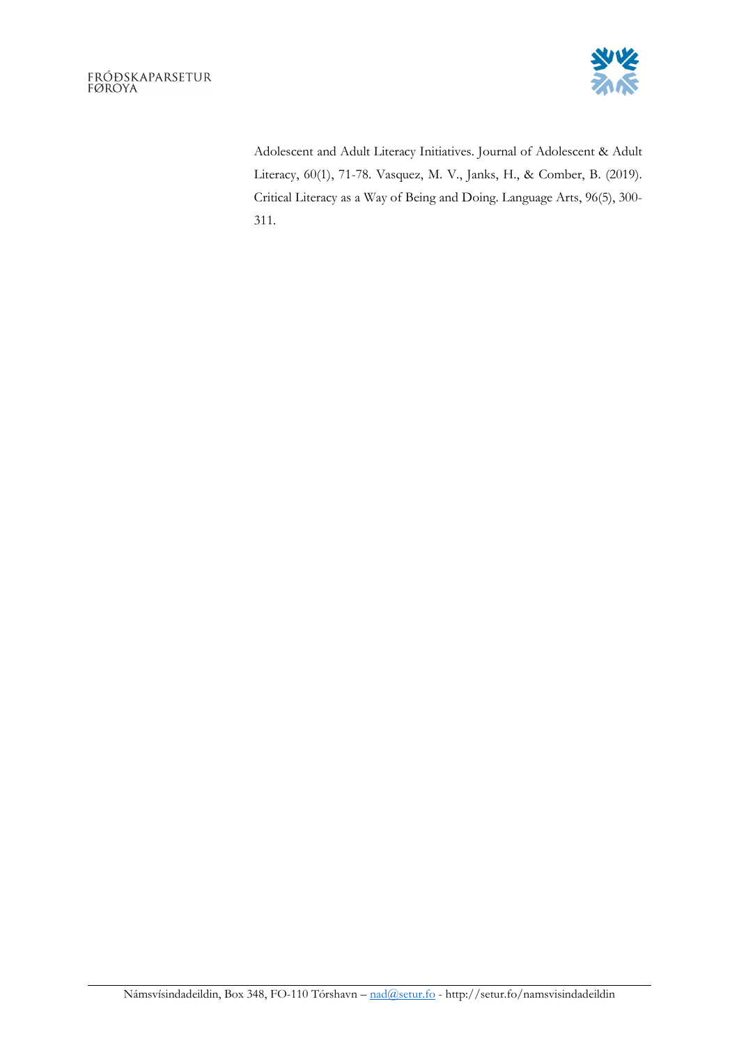Adolescent and Adult Literacy Initiatives. Journal of Adolescent & Adult Literacy, 60(1), 71-78. Vasquez, M. V., Janks, H., & Comber, B. (2019). Critical Literacy as a Way of Being and Doing. Language Arts, 96(5), 300-311.